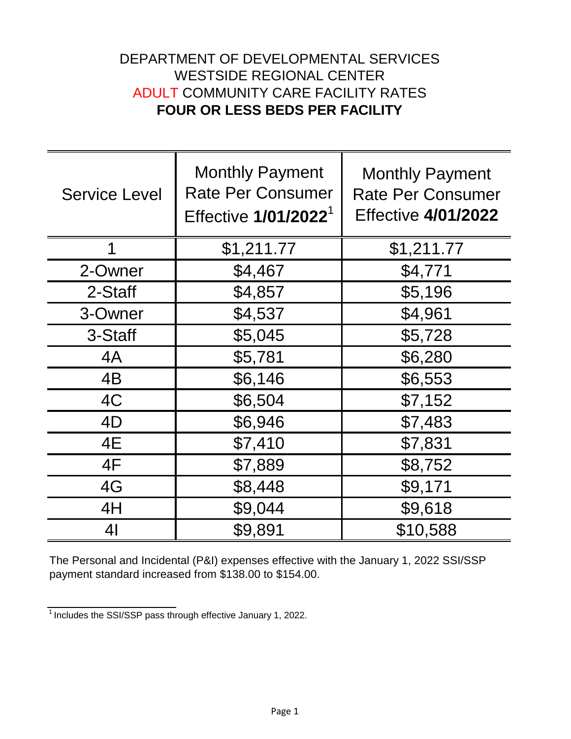# DEPARTMENT OF DEVELOPMENTAL SERVICES
# WESTSIDE REGIONAL CENTER
# ADULT COMMUNITY CARE FACILITY RATES
# **FOUR OR LESS BEDS PER FACILITY**

| Service Level | Monthly Payment Rate Per Consumer Effective **1/01/2022**[1] | Monthly Payment Rate Per Consumer Effective **4/01/2022** |
|---|---|---|
| 1 | $1,211.77 | $1,211.77 |
| 2-Owner | $4,467 | $4,771 |
| 2-Staff | $4,857 | $5,196 |
| 3-Owner | $4,537 | $4,961 |
| 3-Staff | $5,045 | $5,728 |
| 4A | $5,781 | $6,280 |
| 4B | $6,146 | $6,553 |
| 4C | $6,504 | $7,152 |
| 4D | $6,946 | $7,483 |
| 4E | $7,410 | $7,831 |
| 4F | $7,889 | $8,752 |
| 4G | $8,448 | $9,171 |
| 4H | $9,044 | $9,618 |
| 4I | $9,891 | $10,588 |

The Personal and Incidental (P&I) expenses effective with the January 1, 2022 SSI/SSP payment standard increased from $138.00 to $154.00.

[1] Includes the SSI/SSP pass through effective January 1, 2022.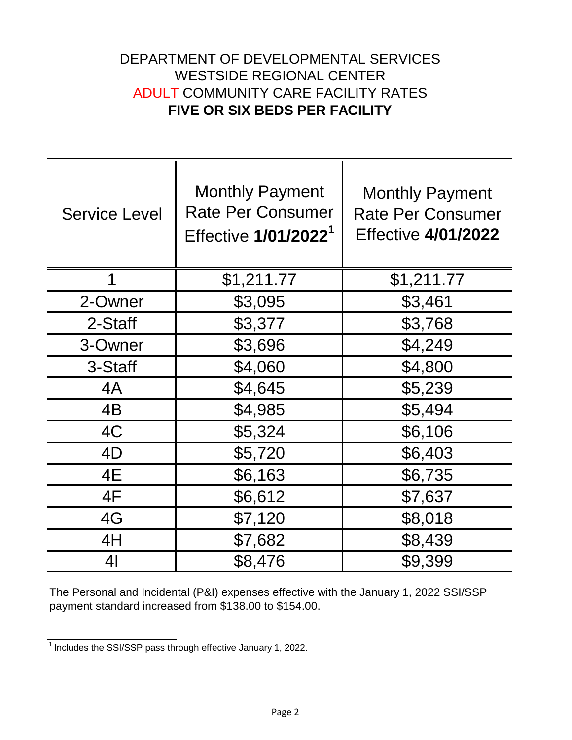DEPARTMENT OF DEVELOPMENTAL SERVICES
WESTSIDE REGIONAL CENTER
ADULT COMMUNITY CARE FACILITY RATES
**FIVE OR SIX BEDS PER FACILITY**

| Service Level | Monthly Payment Rate Per Consumer Effective **1/01/2022**[1] | Monthly Payment Rate Per Consumer Effective **4/01/2022** |
|---|---|---|
| 1 | $1,211.77 | $1,211.77 |
| 2-Owner | $3,095 | $3,461 |
| 2-Staff | $3,377 | $3,768 |
| 3-Owner | $3,696 | $4,249 |
| 3-Staff | $4,060 | $4,800 |
| 4A | $4,645 | $5,239 |
| 4B | $4,985 | $5,494 |
| 4C | $5,324 | $6,106 |
| 4D | $5,720 | $6,403 |
| 4E | $6,163 | $6,735 |
| 4F | $6,612 | $7,637 |
| 4G | $7,120 | $8,018 |
| 4H | $7,682 | $8,439 |
| 4I | $8,476 | $9,399 |

The Personal and Incidental (P&I) expenses effective with the January 1, 2022 SSI/SSP payment standard increased from $138.00 to $154.00.

[1] Includes the SSI/SSP pass through effective January 1, 2022.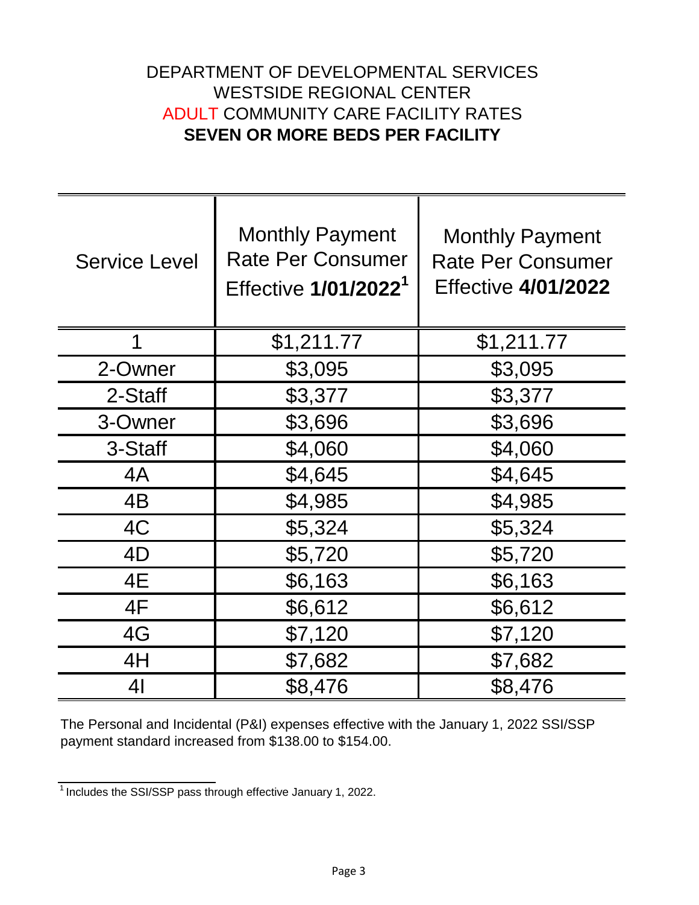# DEPARTMENT OF DEVELOPMENTAL SERVICES
## WESTSIDE REGIONAL CENTER
## ADULT COMMUNITY CARE FACILITY RATES
## **SEVEN OR MORE BEDS PER FACILITY**

| Service Level | Monthly Payment Rate Per Consumer Effective **1/01/2022**[1] | Monthly Payment Rate Per Consumer Effective **4/01/2022** |
|---|---|---|
| 1 | $1,211.77 | $1,211.77 |
| 2-Owner | $3,095 | $3,095 |
| 2-Staff | $3,377 | $3,377 |
| 3-Owner | $3,696 | $3,696 |
| 3-Staff | $4,060 | $4,060 |
| 4A | $4,645 | $4,645 |
| 4B | $4,985 | $4,985 |
| 4C | $5,324 | $5,324 |
| 4D | $5,720 | $5,720 |
| 4E | $6,163 | $6,163 |
| 4F | $6,612 | $6,612 |
| 4G | $7,120 | $7,120 |
| 4H | $7,682 | $7,682 |
| 4I | $8,476 | $8,476 |

The Personal and Incidental (P&I) expenses effective with the January 1, 2022 SSI/SSP payment standard increased from $138.00 to $154.00.

[1] Includes the SSI/SSP pass through effective January 1, 2022.